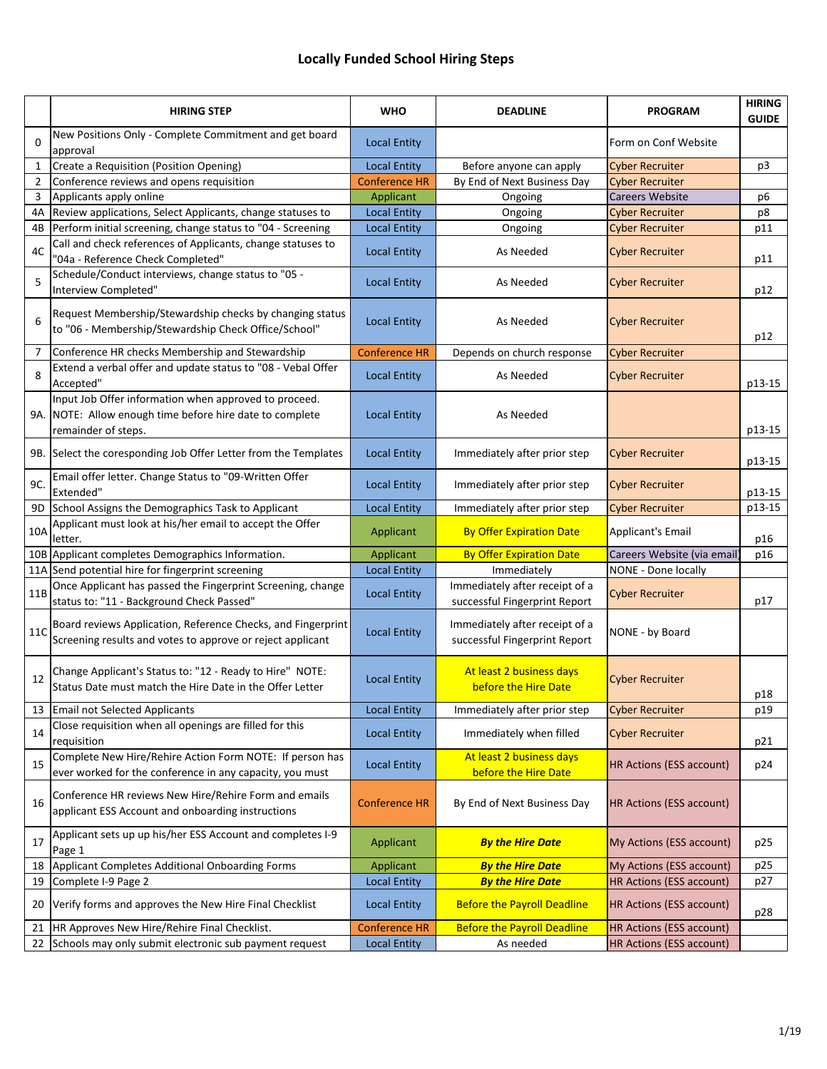# Locally Funded School Hiring Steps

| | HIRING STEP | WHO | DEADLINE | PROGRAM | HIRING GUIDE |
|---|---|---|---|---|---|
| 0 | New Positions Only - Complete Commitment and get board approval | Local Entity | | Form on Conf Website | |
| 1 | Create a Requisition (Position Opening) | Local Entity | Before anyone can apply | Cyber Recruiter | p3 |
| 2 | Conference reviews and opens requisition | Conference HR | By End of Next Business Day | Cyber Recruiter | |
| 3 | Applicants apply online | Applicant | Ongoing | Careers Website | p6 |
| 4A | Review applications, Select Applicants, change statuses to | Local Entity | Ongoing | Cyber Recruiter | p8 |
| 4B | Perform initial screening, change status to "04 - Screening | Local Entity | Ongoing | Cyber Recruiter | p11 |
| 4C | Call and check references of Applicants, change statuses to "04a - Reference Check Completed" | Local Entity | As Needed | Cyber Recruiter | p11 |
| 5 | Schedule/Conduct interviews, change status to "05 - Interview Completed" | Local Entity | As Needed | Cyber Recruiter | p12 |
| 6 | Request Membership/Stewardship checks by changing status to "06 - Membership/Stewardship Check Office/School" | Local Entity | As Needed | Cyber Recruiter | p12 |
| 7 | Conference HR checks Membership and Stewardship | Conference HR | Depends on church response | Cyber Recruiter | |
| 8 | Extend a verbal offer and update status to "08 - Vebal Offer Accepted" | Local Entity | As Needed | Cyber Recruiter | p13-15 |
| 9A. | Input Job Offer information when approved to proceed. NOTE: Allow enough time before hire date to complete remainder of steps. | Local Entity | As Needed | | p13-15 |
| 9B. | Select the coresponding Job Offer Letter from the Templates | Local Entity | Immediately after prior step | Cyber Recruiter | p13-15 |
| 9C. | Email offer letter. Change Status to "09-Written Offer Extended" | Local Entity | Immediately after prior step | Cyber Recruiter | p13-15 |
| 9D | School Assigns the Demographics Task to Applicant | Local Entity | Immediately after prior step | Cyber Recruiter | p13-15 |
| 10A | Applicant must look at his/her email to accept the Offer letter. | Applicant | By Offer Expiration Date | Applicant's Email | p16 |
| 10B | Applicant completes Demographics Information. | Applicant | By Offer Expiration Date | Careers Website (via email) | p16 |
| 11A | Send potential hire for fingerprint screening | Local Entity | Immediately | NONE - Done locally | |
| 11B | Once Applicant has passed the Fingerprint Screening, change status to: "11 - Background Check Passed" | Local Entity | Immediately after receipt of a successful Fingerprint Report | Cyber Recruiter | p17 |
| 11C | Board reviews Application, Reference Checks, and Fingerprint Screening results and votes to approve or reject applicant | Local Entity | Immediately after receipt of a successful Fingerprint Report | NONE - by Board | |
| 12 | Change Applicant's Status to: "12 - Ready to Hire" NOTE: Status Date must match the Hire Date in the Offer Letter | Local Entity | At least 2 business days before the Hire Date | Cyber Recruiter | p18 |
| 13 | Email not Selected Applicants | Local Entity | Immediately after prior step | Cyber Recruiter | p19 |
| 14 | Close requisition when all openings are filled for this requisition | Local Entity | Immediately when filled | Cyber Recruiter | p21 |
| 15 | Complete New Hire/Rehire Action Form NOTE: If person has ever worked for the conference in any capacity, you must | Local Entity | At least 2 business days before the Hire Date | HR Actions (ESS account) | p24 |
| 16 | Conference HR reviews New Hire/Rehire Form and emails applicant ESS Account and onboarding instructions | Conference HR | By End of Next Business Day | HR Actions (ESS account) | |
| 17 | Applicant sets up up his/her ESS Account and completes I-9 Page 1 | Applicant | ***By the Hire Date*** | My Actions (ESS account) | p25 |
| 18 | Applicant Completes Additional Onboarding Forms | Applicant | ***By the Hire Date*** | My Actions (ESS account) | p25 |
| 19 | Complete I-9 Page 2 | Local Entity | ***By the Hire Date*** | HR Actions (ESS account) | p27 |
| 20 | Verify forms and approves the New Hire Final Checklist | Local Entity | Before the Payroll Deadline | HR Actions (ESS account) | p28 |
| 21 | HR Approves New Hire/Rehire Final Checklist. | Conference HR | Before the Payroll Deadline | HR Actions (ESS account) | |
| 22 | Schools may only submit electronic sub payment request | Local Entity | As needed | HR Actions (ESS account) | |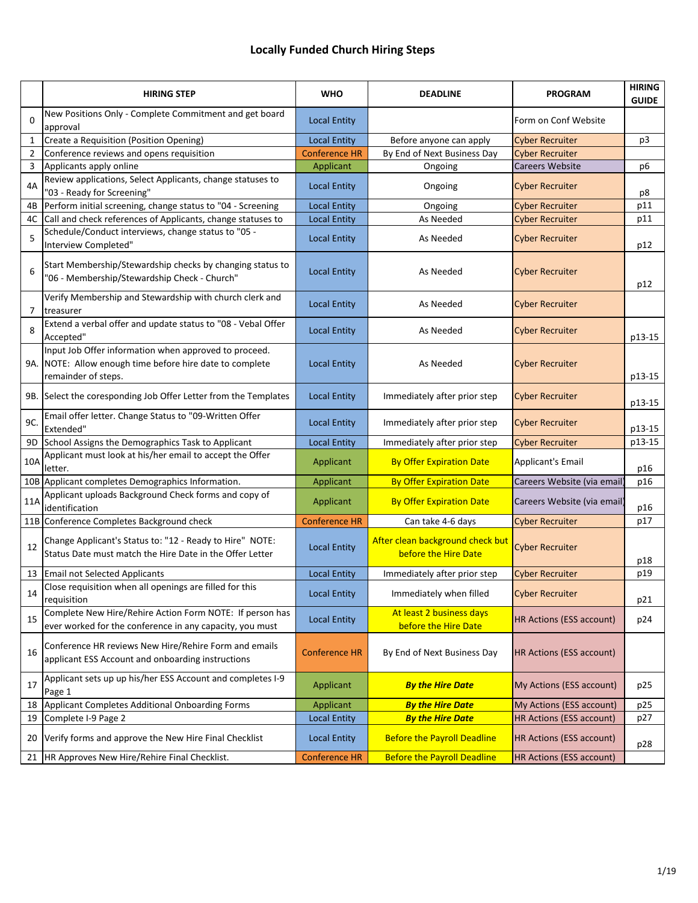# Locally Funded Church Hiring Steps

| | HIRING STEP | WHO | DEADLINE | PROGRAM | HIRING GUIDE |
|---|---|---|---|---|---|
| 0 | New Positions Only - Complete Commitment and get board approval | Local Entity | | Form on Conf Website | |
| 1 | Create a Requisition (Position Opening) | Local Entity | Before anyone can apply | Cyber Recruiter | p3 |
| 2 | Conference reviews and opens requisition | Conference HR | By End of Next Business Day | Cyber Recruiter | |
| 3 | Applicants apply online | Applicant | Ongoing | Careers Website | p6 |
| 4A | Review applications, Select Applicants, change statuses to "03 - Ready for Screening" | Local Entity | Ongoing | Cyber Recruiter | p8 |
| 4B | Perform initial screening, change status to "04 - Screening | Local Entity | Ongoing | Cyber Recruiter | p11 |
| 4C | Call and check references of Applicants, change statuses to | Local Entity | As Needed | Cyber Recruiter | p11 |
| 5 | Schedule/Conduct interviews, change status to "05 - Interview Completed" | Local Entity | As Needed | Cyber Recruiter | p12 |
| 6 | Start Membership/Stewardship checks by changing status to "06 - Membership/Stewardship Check - Church" | Local Entity | As Needed | Cyber Recruiter | p12 |
| 7 | Verify Membership and Stewardship with church clerk and treasurer | Local Entity | As Needed | Cyber Recruiter | |
| 8 | Extend a verbal offer and update status to "08 - Vebal Offer Accepted" | Local Entity | As Needed | Cyber Recruiter | p13-15 |
| 9A. | Input Job Offer information when approved to proceed. NOTE: Allow enough time before hire date to complete remainder of steps. | Local Entity | As Needed | Cyber Recruiter | p13-15 |
| 9B. | Select the coresponding Job Offer Letter from the Templates | Local Entity | Immediately after prior step | Cyber Recruiter | p13-15 |
| 9C. | Email offer letter. Change Status to "09-Written Offer Extended" | Local Entity | Immediately after prior step | Cyber Recruiter | p13-15 |
| 9D | School Assigns the Demographics Task to Applicant | Local Entity | Immediately after prior step | Cyber Recruiter | p13-15 |
| 10A | Applicant must look at his/her email to accept the Offer letter. | Applicant | By Offer Expiration Date | Applicant's Email | p16 |
| 10B | Applicant completes Demographics Information. | Applicant | By Offer Expiration Date | Careers Website (via email) | p16 |
| 11A | Applicant uploads Background Check forms and copy of identification | Applicant | By Offer Expiration Date | Careers Website (via email) | p16 |
| 11B | Conference Completes Background check | Conference HR | Can take 4-6 days | Cyber Recruiter | p17 |
| 12 | Change Applicant's Status to: "12 - Ready to Hire" NOTE: Status Date must match the Hire Date in the Offer Letter | Local Entity | After clean background check but before the Hire Date | Cyber Recruiter | p18 |
| 13 | Email not Selected Applicants | Local Entity | Immediately after prior step | Cyber Recruiter | p19 |
| 14 | Close requisition when all openings are filled for this requisition | Local Entity | Immediately when filled | Cyber Recruiter | p21 |
| 15 | Complete New Hire/Rehire Action Form NOTE: If person has ever worked for the conference in any capacity, you must | Local Entity | At least 2 business days before the Hire Date | HR Actions (ESS account) | p24 |
| 16 | Conference HR reviews New Hire/Rehire Form and emails applicant ESS Account and onboarding instructions | Conference HR | By End of Next Business Day | HR Actions (ESS account) | |
| 17 | Applicant sets up up his/her ESS Account and completes I-9 Page 1 | Applicant | ***By the Hire Date*** | My Actions (ESS account) | p25 |
| 18 | Applicant Completes Additional Onboarding Forms | Applicant | ***By the Hire Date*** | My Actions (ESS account) | p25 |
| 19 | Complete I-9 Page 2 | Local Entity | ***By the Hire Date*** | HR Actions (ESS account) | p27 |
| 20 | Verify forms and approve the New Hire Final Checklist | Local Entity | Before the Payroll Deadline | HR Actions (ESS account) | p28 |
| 21 | HR Approves New Hire/Rehire Final Checklist. | Conference HR | Before the Payroll Deadline | HR Actions (ESS account) | |